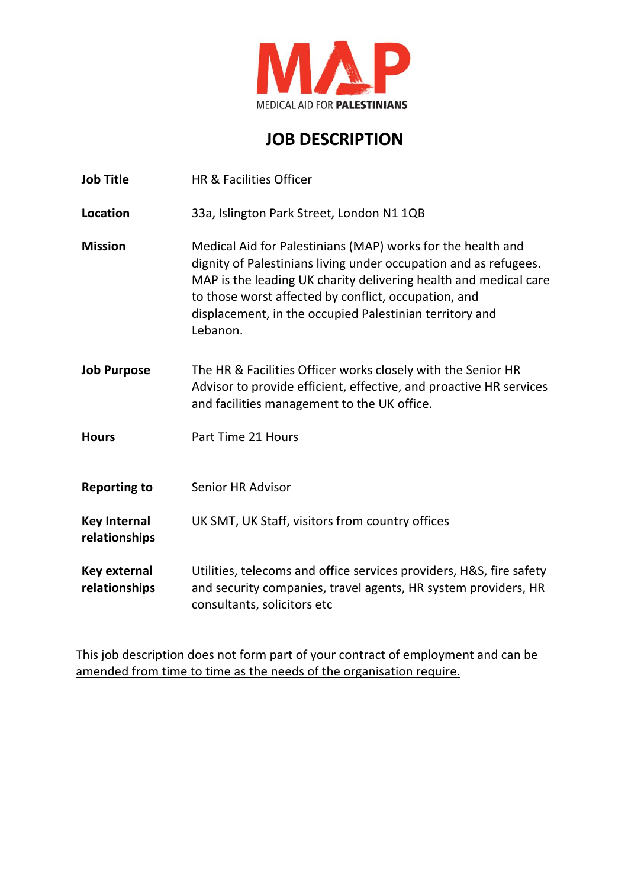MAP

MEDICAL AID FOR **PALESTINIANS**

# JOB DESCRIPTION

| | |
|---|---|
| **Job Title** | HR & Facilities Officer |
| **Location** | 33a, Islington Park Street, London N1 1QB |
| **Mission** | Medical Aid for Palestinians (MAP) works for the health and dignity of Palestinians living under occupation and as refugees. MAP is the leading UK charity delivering health and medical care to those worst affected by conflict, occupation, and displacement, in the occupied Palestinian territory and Lebanon. |
| **Job Purpose** | The HR & Facilities Officer works closely with the Senior HR Advisor to provide efficient, effective, and proactive HR services and facilities management to the UK office. |
| **Hours** | Part Time 21 Hours |
| **Reporting to** | Senior HR Advisor |
| **Key Internal relationships** | UK SMT, UK Staff, visitors from country offices |
| **Key external relationships** | Utilities, telecoms and office services providers, H&S, fire safety and security companies, travel agents, HR system providers, HR consultants, solicitors etc |

<u>This job description does not form part of your contract of employment and can be amended from time to time as the needs of the organisation require.</u>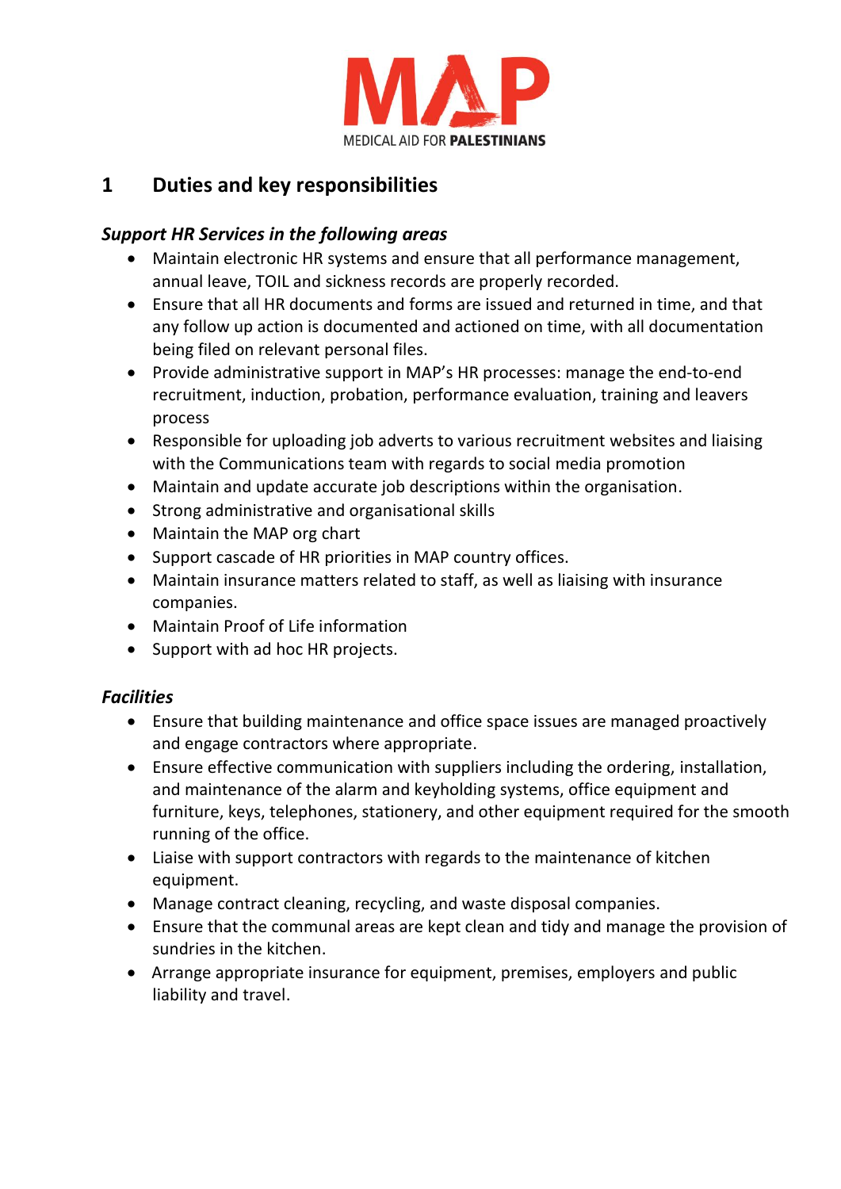# 1 Duties and key responsibilities

### *Support HR Services in the following areas*

- Maintain electronic HR systems and ensure that all performance management, annual leave, TOIL and sickness records are properly recorded.
- Ensure that all HR documents and forms are issued and returned in time, and that any follow up action is documented and actioned on time, with all documentation being filed on relevant personal files.
- Provide administrative support in MAP's HR processes: manage the end-to-end recruitment, induction, probation, performance evaluation, training and leavers process
- Responsible for uploading job adverts to various recruitment websites and liaising with the Communications team with regards to social media promotion
- Maintain and update accurate job descriptions within the organisation.
- Strong administrative and organisational skills
- Maintain the MAP org chart
- Support cascade of HR priorities in MAP country offices.
- Maintain insurance matters related to staff, as well as liaising with insurance companies.
- Maintain Proof of Life information
- Support with ad hoc HR projects.

### *Facilities*

- Ensure that building maintenance and office space issues are managed proactively and engage contractors where appropriate.
- Ensure effective communication with suppliers including the ordering, installation, and maintenance of the alarm and keyholding systems, office equipment and furniture, keys, telephones, stationery, and other equipment required for the smooth running of the office.
- Liaise with support contractors with regards to the maintenance of kitchen equipment.
- Manage contract cleaning, recycling, and waste disposal companies.
- Ensure that the communal areas are kept clean and tidy and manage the provision of sundries in the kitchen.
- Arrange appropriate insurance for equipment, premises, employers and public liability and travel.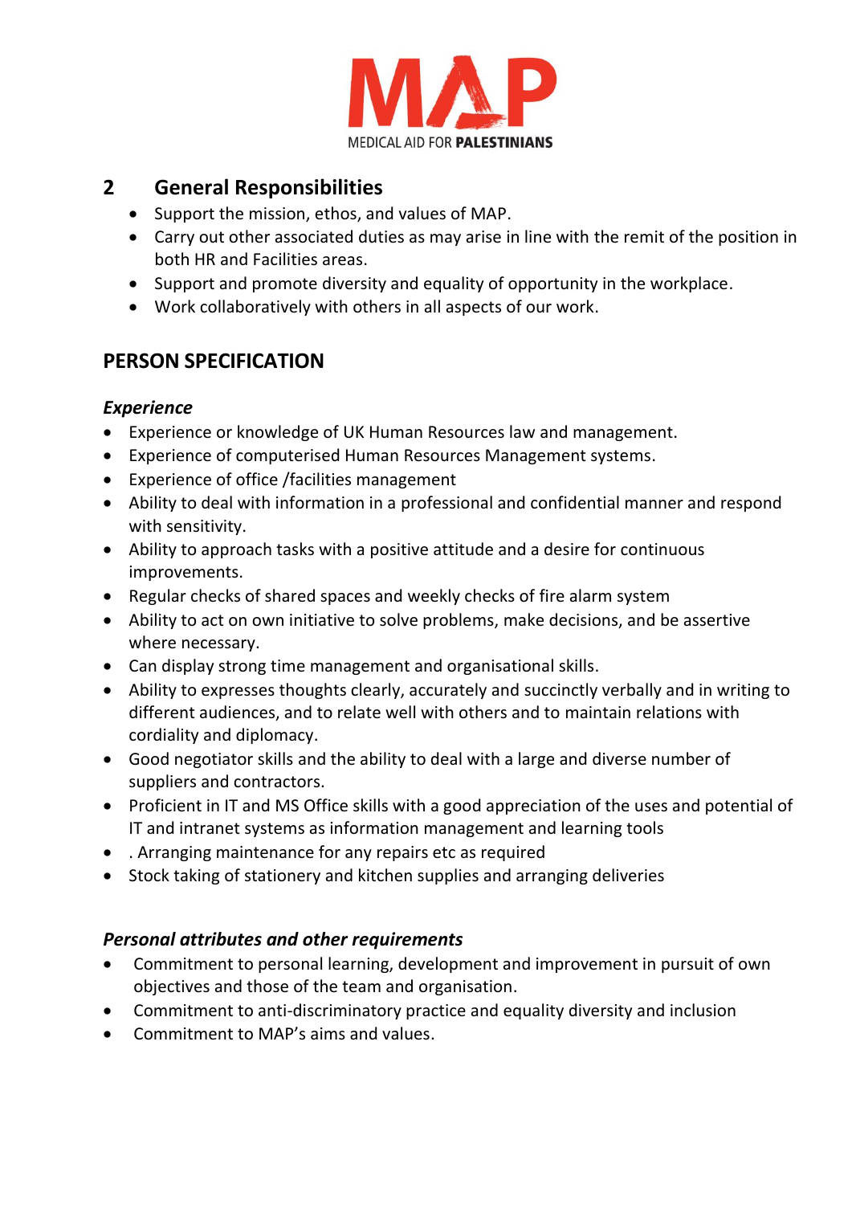## 2 General Responsibilities

- Support the mission, ethos, and values of MAP.
- Carry out other associated duties as may arise in line with the remit of the position in both HR and Facilities areas.
- Support and promote diversity and equality of opportunity in the workplace.
- Work collaboratively with others in all aspects of our work.

## PERSON SPECIFICATION

### *Experience*

- Experience or knowledge of UK Human Resources law and management.
- Experience of computerised Human Resources Management systems.
- Experience of office /facilities management
- Ability to deal with information in a professional and confidential manner and respond with sensitivity.
- Ability to approach tasks with a positive attitude and a desire for continuous improvements.
- Regular checks of shared spaces and weekly checks of fire alarm system
- Ability to act on own initiative to solve problems, make decisions, and be assertive where necessary.
- Can display strong time management and organisational skills.
- Ability to expresses thoughts clearly, accurately and succinctly verbally and in writing to different audiences, and to relate well with others and to maintain relations with cordiality and diplomacy.
- Good negotiator skills and the ability to deal with a large and diverse number of suppliers and contractors.
- Proficient in IT and MS Office skills with a good appreciation of the uses and potential of IT and intranet systems as information management and learning tools
- . Arranging maintenance for any repairs etc as required
- Stock taking of stationery and kitchen supplies and arranging deliveries

### *Personal attributes and other requirements*

- Commitment to personal learning, development and improvement in pursuit of own objectives and those of the team and organisation.
- Commitment to anti-discriminatory practice and equality diversity and inclusion
- Commitment to MAP's aims and values.